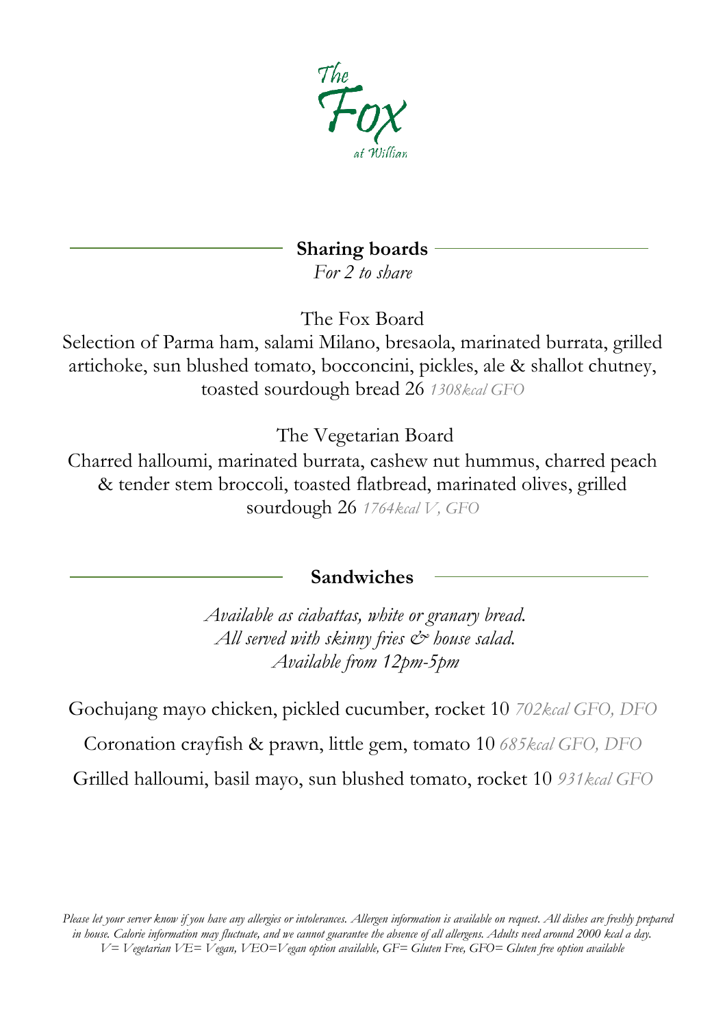# The Fox at Willian

## Sharing boards

*For 2 to share*

The Fox Board

Selection of Parma ham, salami Milano, bresaola, marinated burrata, grilled artichoke, sun blushed tomato, bocconcini, pickles, ale & shallot chutney, toasted sourdough bread 26 *1308kcal GFO*

The Vegetarian Board

Charred halloumi, marinated burrata, cashew nut hummus, charred peach & tender stem broccoli, toasted flatbread, marinated olives, grilled sourdough 26 *1764kcal V, GFO*

## Sandwiches

*Available as ciabattas, white or granary bread.*
*All served with skinny fries & house salad.*
*Available from 12pm-5pm*

Gochujang mayo chicken, pickled cucumber, rocket 10 *702kcal GFO, DFO*

Coronation crayfish & prawn, little gem, tomato 10 *685kcal GFO, DFO*

Grilled halloumi, basil mayo, sun blushed tomato, rocket 10 *931kcal GFO*

*Please let your server know if you have any allergies or intolerances. Allergen information is available on request. All dishes are freshly prepared in house. Calorie information may fluctuate, and we cannot guarantee the absence of all allergens. Adults need around 2000 kcal a day.*
*V= Vegetarian VE= Vegan, VEO=Vegan option available, GF= Gluten Free, GFO= Gluten free option available*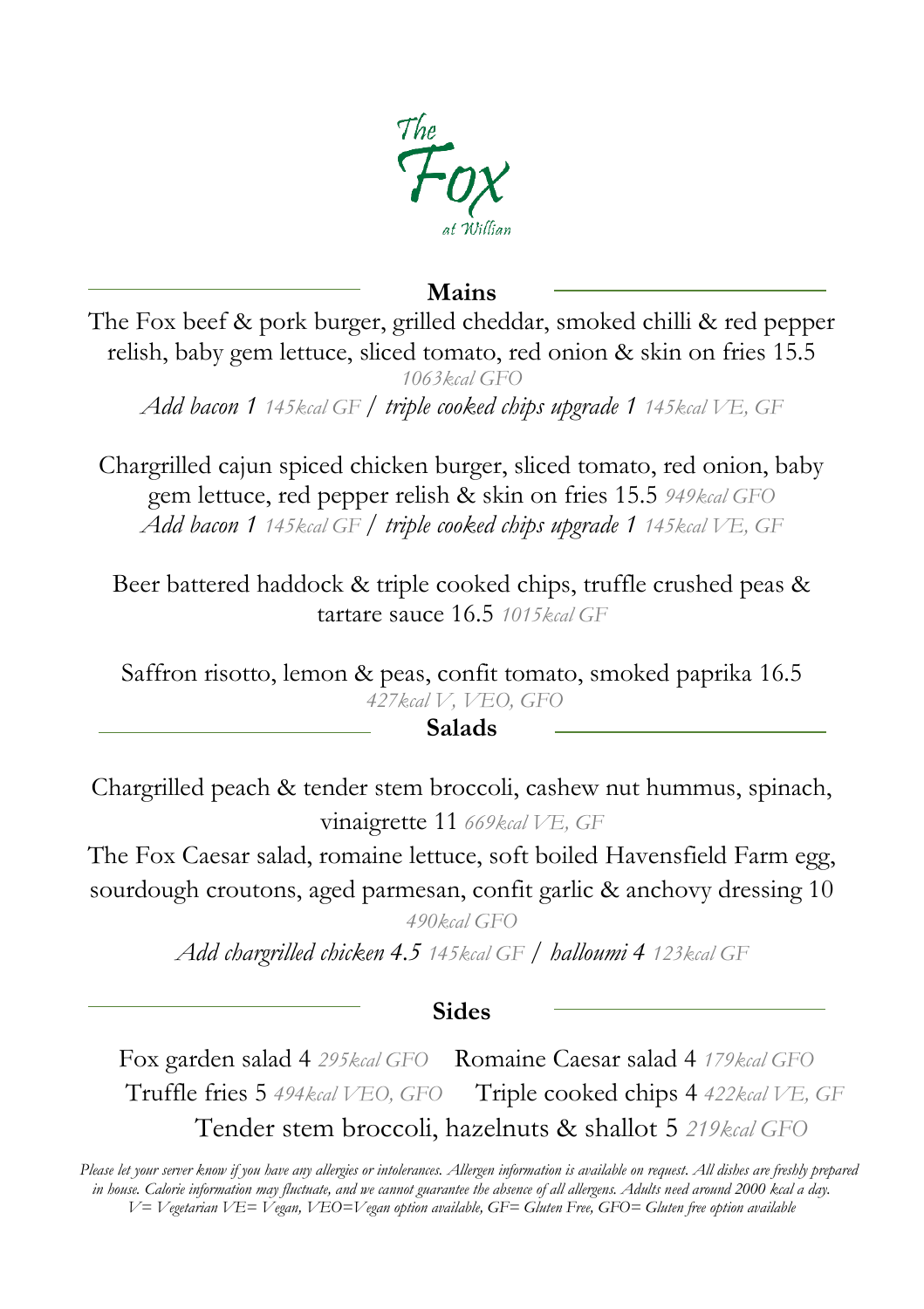The Fox

at Willian

## Mains

The Fox beef & pork burger, grilled cheddar, smoked chilli & red pepper relish, baby gem lettuce, sliced tomato, red onion & skin on fries 15.5 *1063kcal GFO*

*Add bacon 1 145kcal GF / triple cooked chips upgrade 1 145kcal VE, GF*

Chargrilled cajun spiced chicken burger, sliced tomato, red onion, baby gem lettuce, red pepper relish & skin on fries 15.5 *949kcal GFO*

*Add bacon 1 145kcal GF / triple cooked chips upgrade 1 145kcal VE, GF*

Beer battered haddock & triple cooked chips, truffle crushed peas & tartare sauce 16.5 *1015kcal GF*

Saffron risotto, lemon & peas, confit tomato, smoked paprika 16.5 *427kcal V, VEO, GFO*

## Salads

Chargrilled peach & tender stem broccoli, cashew nut hummus, spinach, vinaigrette 11 *669kcal VE, GF*

The Fox Caesar salad, romaine lettuce, soft boiled Havensfield Farm egg, sourdough croutons, aged parmesan, confit garlic & anchovy dressing 10 *490kcal GFO*

*Add chargrilled chicken 4.5 145kcal GF / halloumi 4 123kcal GF*

## Sides

Fox garden salad 4 *295kcal GFO*

Romaine Caesar salad 4 *179kcal GFO*

Truffle fries 5 *494kcal VEO, GFO*

Triple cooked chips 4 *422kcal VE, GF*

Tender stem broccoli, hazelnuts & shallot 5 *219kcal GFO*

*Please let your server know if you have any allergies or intolerances. Allergen information is available on request. All dishes are freshly prepared in house. Calorie information may fluctuate, and we cannot guarantee the absence of all allergens. Adults need around 2000 kcal a day. V= Vegetarian VE= Vegan, VEO=Vegan option available, GF= Gluten Free, GFO= Gluten free option available*